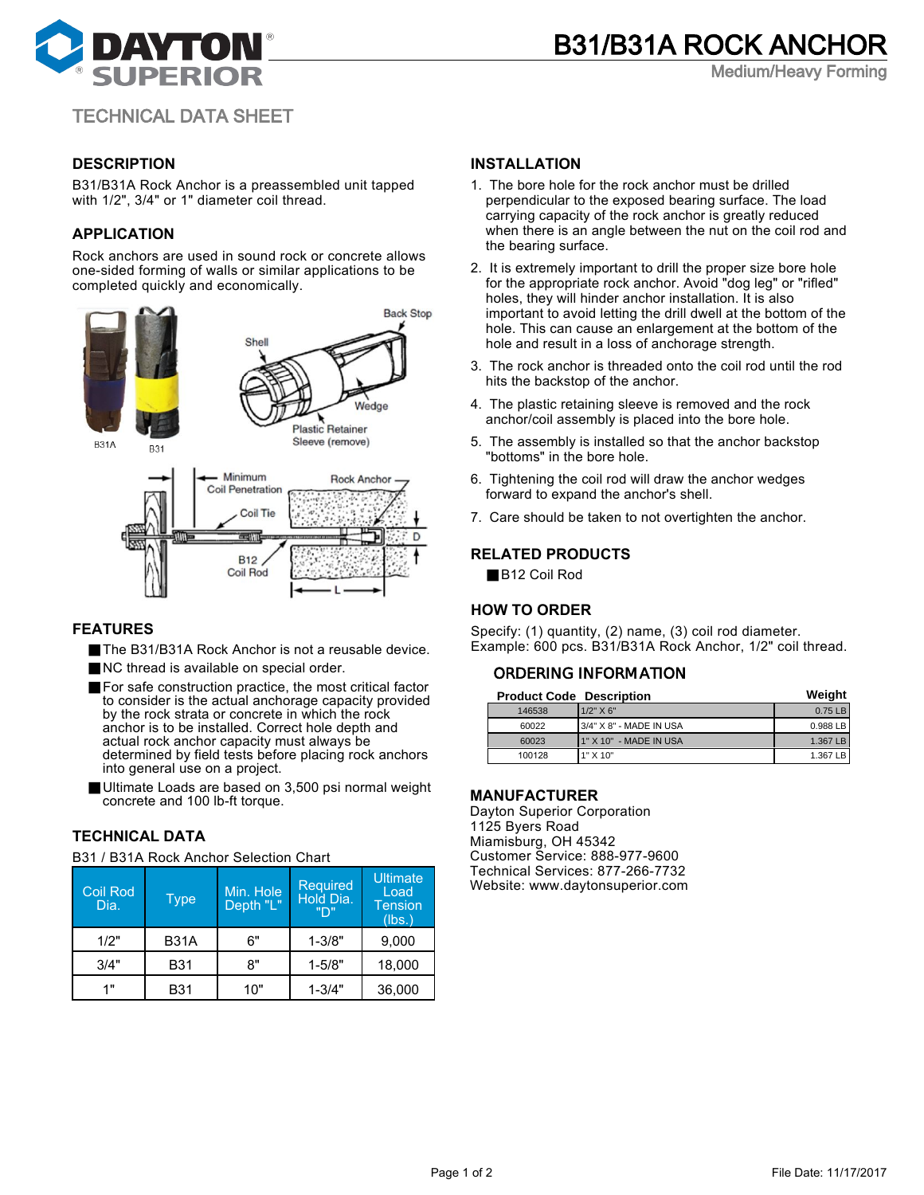# B31/B31A ROCK ANCHOR

Medium/Heavy Forming

TECHNICAL DATA SHEET

## DESCRIPTION

B31/B31A Rock Anchor is a preassembled unit tapped with 1/2", 3/4" or 1" diameter coil thread.

## APPLICATION

Rock anchors are used in sound rock or concrete allows one-sided forming of walls or similar applications to be completed quickly and economically.

## FEATURES

- The B31/B31A Rock Anchor is not a reusable device.
- NC thread is available on special order.
- For safe construction practice, the most critical factor to consider is the actual anchorage capacity provided by the rock strata or concrete in which the rock anchor is to be installed. Correct hole depth and actual rock anchor capacity must always be determined by field tests before placing rock anchors into general use on a project.
- Ultimate Loads are based on 3,500 psi normal weight concrete and 100 lb-ft torque.

## TECHNICAL DATA

B31 / B31A Rock Anchor Selection Chart

| Coil Rod Dia. | Type | Min. Hole Depth "L" | Required Hold Dia. "D" | Ultimate Load Tension (lbs.) |
|---|---|---|---|---|
| 1/2" | B31A | 6" | 1-3/8" | 9,000 |
| 3/4" | B31 | 8" | 1-5/8" | 18,000 |
| 1" | B31 | 10" | 1-3/4" | 36,000 |

## INSTALLATION

1. The bore hole for the rock anchor must be drilled perpendicular to the exposed bearing surface. The load carrying capacity of the rock anchor is greatly reduced when there is an angle between the nut on the coil rod and the bearing surface.
2. It is extremely important to drill the proper size bore hole for the appropriate rock anchor. Avoid "dog leg" or "rifled" holes, they will hinder anchor installation. It is also important to avoid letting the drill dwell at the bottom of the hole. This can cause an enlargement at the bottom of the hole and result in a loss of anchorage strength.
3. The rock anchor is threaded onto the coil rod until the rod hits the backstop of the anchor.
4. The plastic retaining sleeve is removed and the rock anchor/coil assembly is placed into the bore hole.
5. The assembly is installed so that the anchor backstop "bottoms" in the bore hole.
6. Tightening the coil rod will draw the anchor wedges forward to expand the anchor's shell.
7. Care should be taken to not overtighten the anchor.

## RELATED PRODUCTS

- B12 Coil Rod

## HOW TO ORDER

Specify: (1) quantity, (2) name, (3) coil rod diameter.
Example: 600 pcs. B31/B31A Rock Anchor, 1/2" coil thread.

### ORDERING INFORMATION

| Product Code | Description | Weight |
|---|---|---|
| 146538 | 1/2" X 6" | 0.75 LB |
| 60022 | 3/4" X 8" - MADE IN USA | 0.988 LB |
| 60023 | 1" X 10" - MADE IN USA | 1.367 LB |
| 100128 | 1" X 10" | 1.367 LB |

## MANUFACTURER

Dayton Superior Corporation
1125 Byers Road
Miamisburg, OH 45342
Customer Service: 888-977-9600
Technical Services: 877-266-7732
Website: www.daytonsuperior.com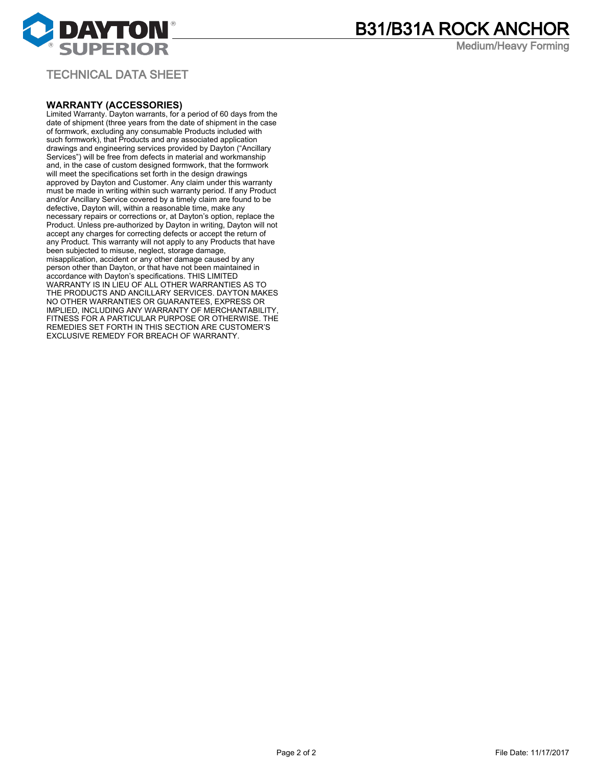## WARRANTY (ACCESSORIES)

Limited Warranty. Dayton warrants, for a period of 60 days from the date of shipment (three years from the date of shipment in the case of formwork, excluding any consumable Products included with such formwork), that Products and any associated application drawings and engineering services provided by Dayton ("Ancillary Services") will be free from defects in material and workmanship and, in the case of custom designed formwork, that the formwork will meet the specifications set forth in the design drawings approved by Dayton and Customer. Any claim under this warranty must be made in writing within such warranty period. If any Product and/or Ancillary Service covered by a timely claim are found to be defective, Dayton will, within a reasonable time, make any necessary repairs or corrections or, at Dayton's option, replace the Product. Unless pre-authorized by Dayton in writing, Dayton will not accept any charges for correcting defects or accept the return of any Product. This warranty will not apply to any Products that have been subjected to misuse, neglect, storage damage, misapplication, accident or any other damage caused by any person other than Dayton, or that have not been maintained in accordance with Dayton's specifications. THIS LIMITED WARRANTY IS IN LIEU OF ALL OTHER WARRANTIES AS TO THE PRODUCTS AND ANCILLARY SERVICES. DAYTON MAKES NO OTHER WARRANTIES OR GUARANTEES, EXPRESS OR IMPLIED, INCLUDING ANY WARRANTY OF MERCHANTABILITY, FITNESS FOR A PARTICULAR PURPOSE OR OTHERWISE. THE REMEDIES SET FORTH IN THIS SECTION ARE CUSTOMER'S EXCLUSIVE REMEDY FOR BREACH OF WARRANTY.